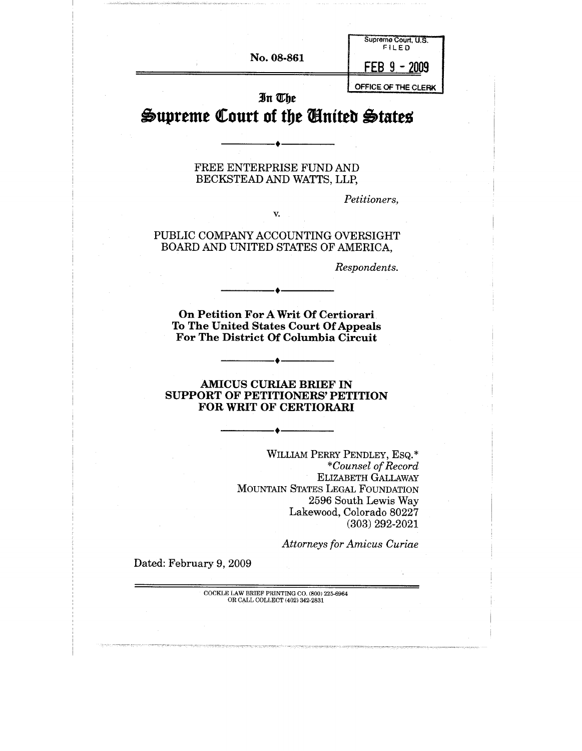No. 08-861

Supreme Court, U.S.
FILED

FEB 9 - 2009

OFFICE OF THE CLERK

In The

# Supreme Court of the United States

---

FREE ENTERPRISE FUND AND
BECKSTEAD AND WATTS, LLP,

*Petitioners,*

v.

PUBLIC COMPANY ACCOUNTING OVERSIGHT
BOARD AND UNITED STATES OF AMERICA,

*Respondents.*

---

**On Petition For A Writ Of Certiorari
To The United States Court Of Appeals
For The District Of Columbia Circuit**

---

**AMICUS CURIAE BRIEF IN
SUPPORT OF PETITIONERS' PETITION
FOR WRIT OF CERTIORARI**

---

WILLIAM PERRY PENDLEY, ESQ.*
*Counsel of Record*
ELIZABETH GALLAWAY
MOUNTAIN STATES LEGAL FOUNDATION
2596 South Lewis Way
Lakewood, Colorado 80227
(303) 292-2021

*Attorneys for Amicus Curiae*

Dated: February 9, 2009

COCKLE LAW BRIEF PRINTING CO. (800) 225-6964
OR CALL COLLECT (402) 342-2831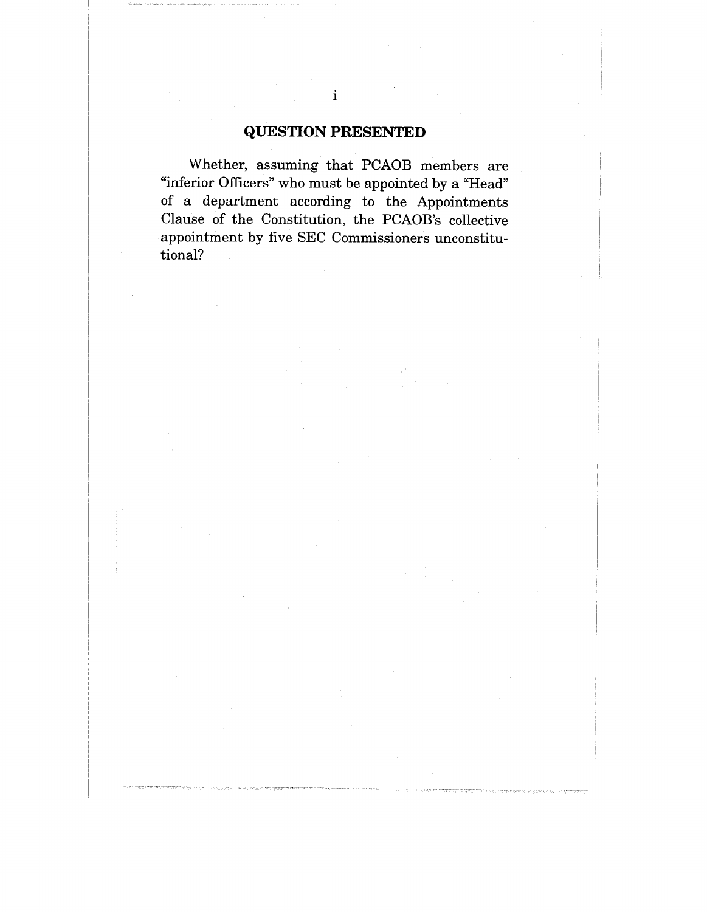## QUESTION PRESENTED

Whether, assuming that PCAOB members are "inferior Officers" who must be appointed by a "Head" of a department according to the Appointments Clause of the Constitution, the PCAOB's collective appointment by five SEC Commissioners unconstitutional?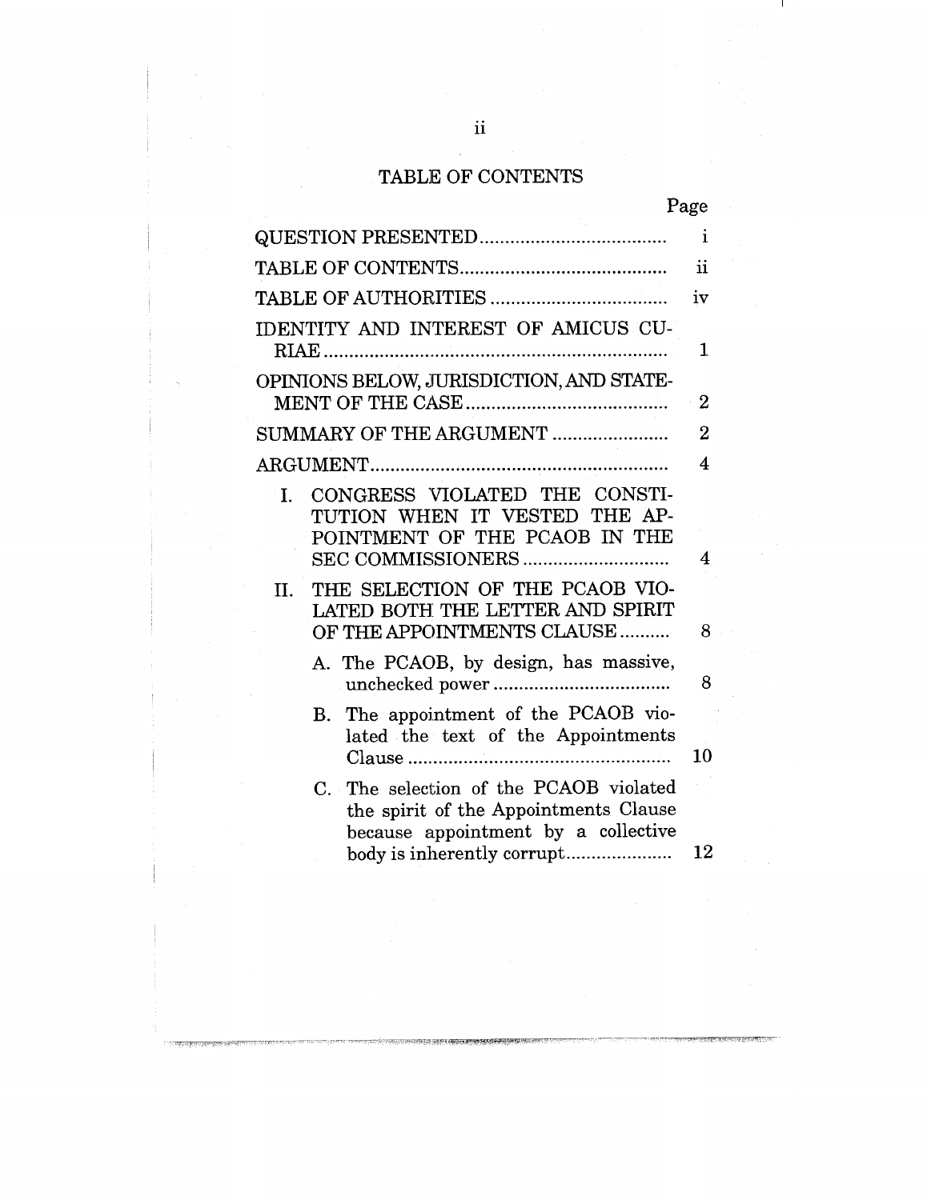## TABLE OF CONTENTS

| | Page |
|---|---|
| QUESTION PRESENTED | i |
| TABLE OF CONTENTS | ii |
| TABLE OF AUTHORITIES | iv |
| IDENTITY AND INTEREST OF AMICUS CURIAE | 1 |
| OPINIONS BELOW, JURISDICTION, AND STATEMENT OF THE CASE | 2 |
| SUMMARY OF THE ARGUMENT | 2 |
| ARGUMENT | 4 |
| I. CONGRESS VIOLATED THE CONSTITUTION WHEN IT VESTED THE APPOINTMENT OF THE PCAOB IN THE SEC COMMISSIONERS | 4 |
| II. THE SELECTION OF THE PCAOB VIOLATED BOTH THE LETTER AND SPIRIT OF THE APPOINTMENTS CLAUSE | 8 |
| A. The PCAOB, by design, has massive, unchecked power | 8 |
| B. The appointment of the PCAOB violated the text of the Appointments Clause | 10 |
| C. The selection of the PCAOB violated the spirit of the Appointments Clause because appointment by a collective body is inherently corrupt | 12 |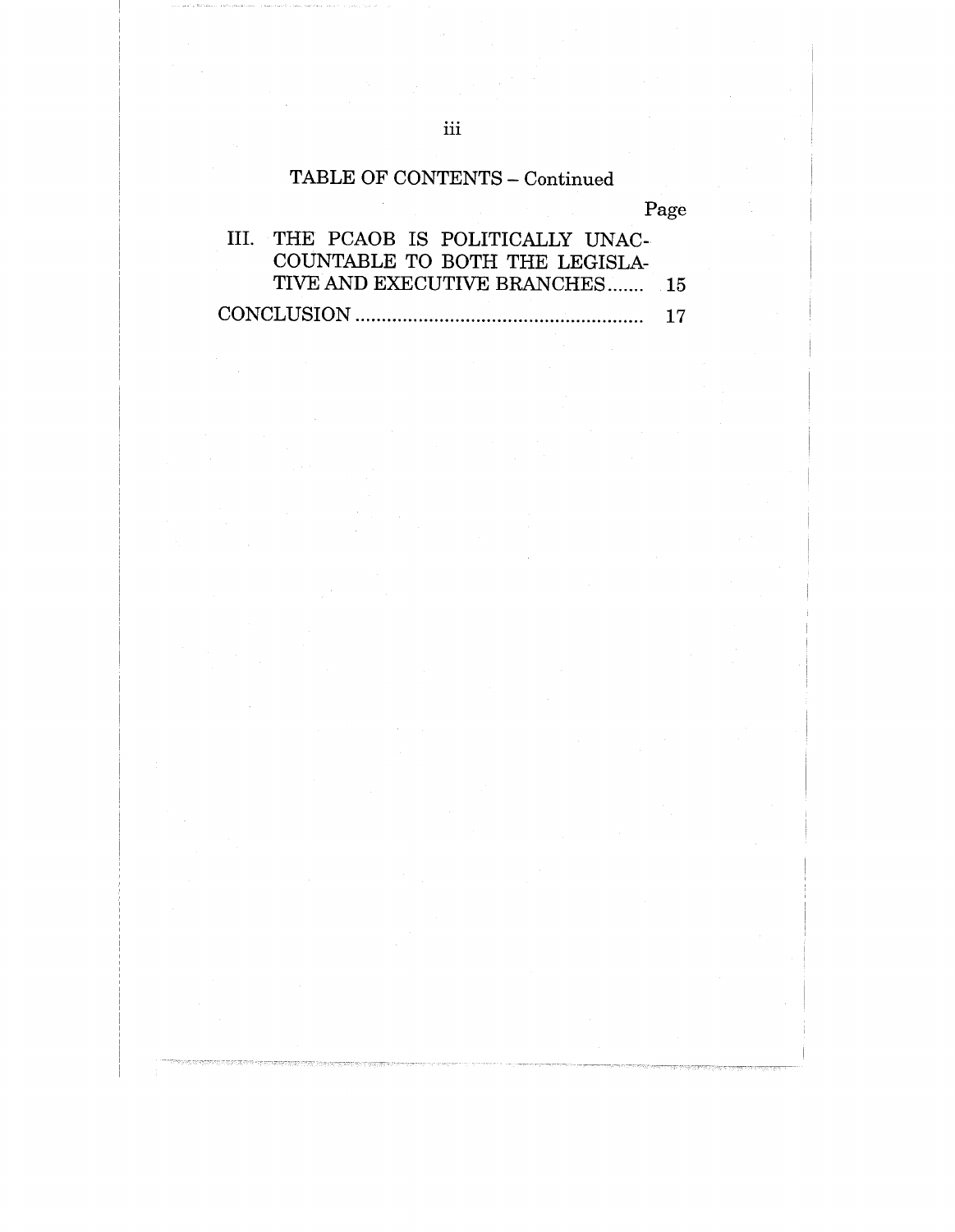TABLE OF CONTENTS – Continued

| | Page |
|---|---|
| III. THE PCAOB IS POLITICALLY UNACCOUNTABLE TO BOTH THE LEGISLATIVE AND EXECUTIVE BRANCHES | 15 |
| CONCLUSION | 17 |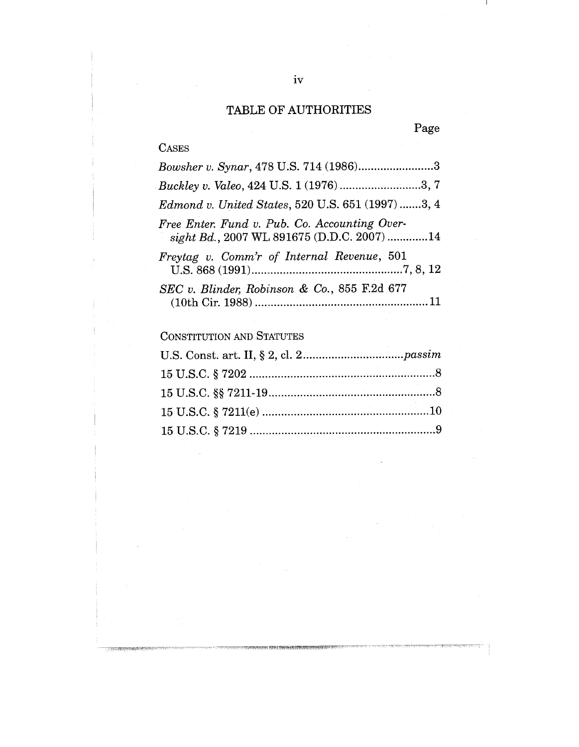# TABLE OF AUTHORITIES

Page

CASES

*Bowsher v. Synar*, 478 U.S. 714 (1986)........................3

*Buckley v. Valeo*, 424 U.S. 1 (1976)..........................3, 7

*Edmond v. United States*, 520 U.S. 651 (1997).......3, 4

*Free Enter. Fund v. Pub. Co. Accounting Oversight Bd.*, 2007 WL 891675 (D.D.C. 2007).............14

*Freytag v. Comm'r of Internal Revenue*, 501 U.S. 868 (1991)................................................7, 8, 12

*SEC v. Blinder, Robinson & Co.*, 855 F.2d 677 (10th Cir. 1988).......................................................11

CONSTITUTION AND STATUTES

U.S. Const. art. II, § 2, cl. 2................................*passim*

15 U.S.C. § 7202............................................................8

15 U.S.C. §§ 7211-19......................................................8

15 U.S.C. § 7211(e).....................................................10

15 U.S.C. § 7219............................................................9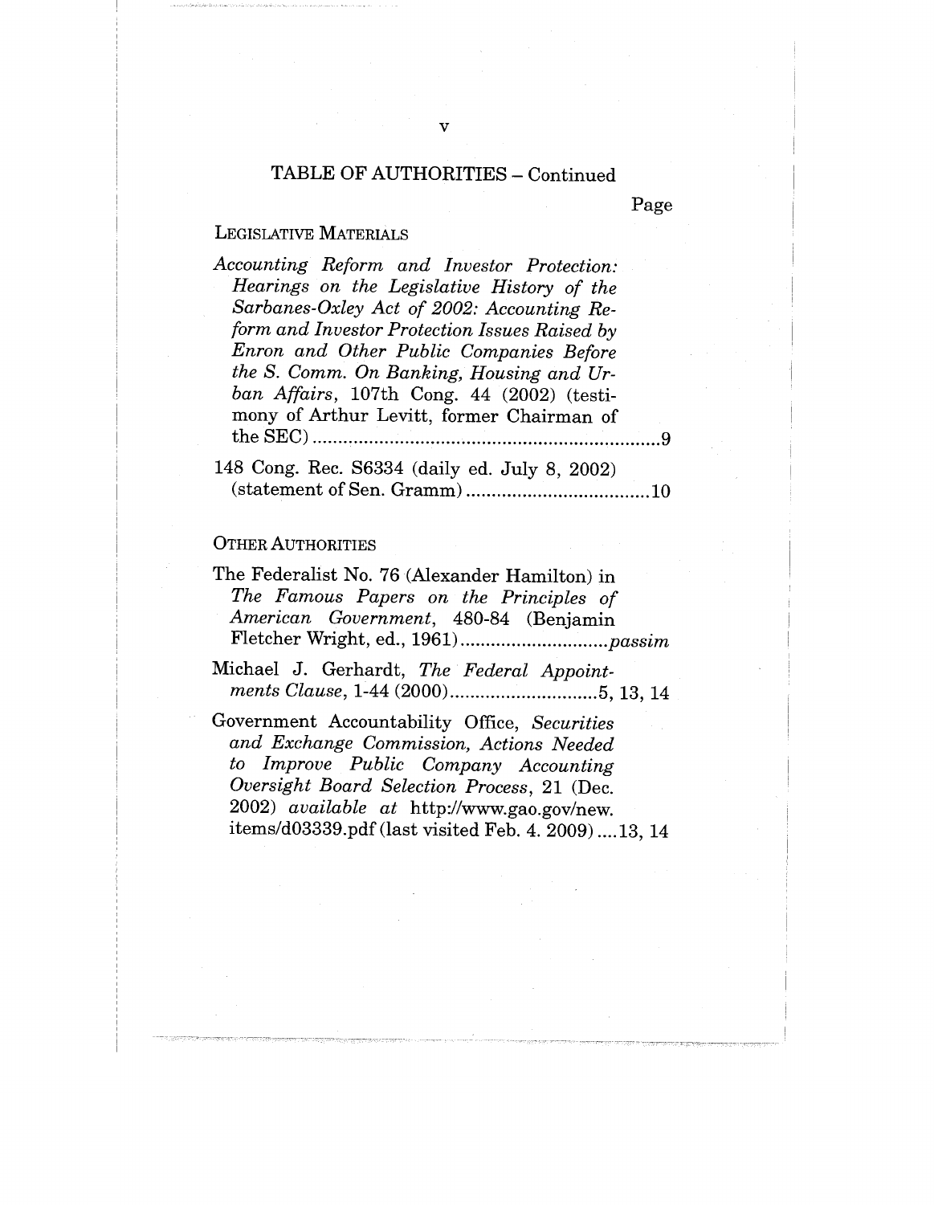## TABLE OF AUTHORITIES – Continued

Page

### LEGISLATIVE MATERIALS

*Accounting Reform and Investor Protection: Hearings on the Legislative History of the Sarbanes-Oxley Act of 2002: Accounting Reform and Investor Protection Issues Raised by Enron and Other Public Companies Before the S. Comm. On Banking, Housing and Urban Affairs*, 107th Cong. 44 (2002) (testimony of Arthur Levitt, former Chairman of the SEC) ....................................................................9

148 Cong. Rec. S6334 (daily ed. July 8, 2002) (statement of Sen. Gramm) ....................................10

### OTHER AUTHORITIES

The Federalist No. 76 (Alexander Hamilton) in *The Famous Papers on the Principles of American Government*, 480-84 (Benjamin Fletcher Wright, ed., 1961) .............................*passim*

Michael J. Gerhardt, *The Federal Appointments Clause*, 1-44 (2000) .............................5, 13, 14

Government Accountability Office, *Securities and Exchange Commission, Actions Needed to Improve Public Company Accounting Oversight Board Selection Process*, 21 (Dec. 2002) *available at* http://www.gao.gov/new.items/d03339.pdf (last visited Feb. 4. 2009) ....13, 14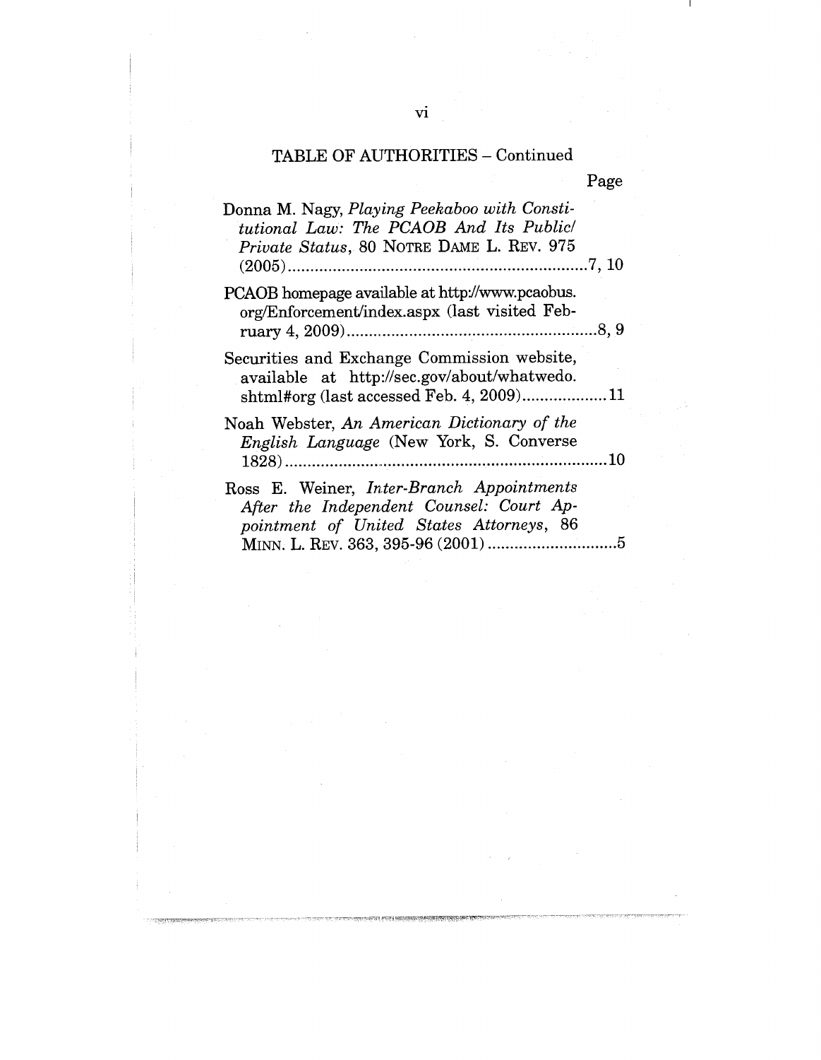TABLE OF AUTHORITIES – Continued

Page

Donna M. Nagy, *Playing Peekaboo with Constitutional Law: The PCAOB And Its Public/Private Status*, 80 NOTRE DAME L. REV. 975 (2005) ....................7, 10

PCAOB homepage available at http://www.pcaobus.org/Enforcement/index.aspx (last visited February 4, 2009) ....................8, 9

Securities and Exchange Commission website, available at http://sec.gov/about/whatwedo.shtml#org (last accessed Feb. 4, 2009) ....................11

Noah Webster, *An American Dictionary of the English Language* (New York, S. Converse 1828) ....................10

Ross E. Weiner, *Inter-Branch Appointments After the Independent Counsel: Court Appointment of United States Attorneys*, 86 MINN. L. REV. 363, 395-96 (2001) ....................5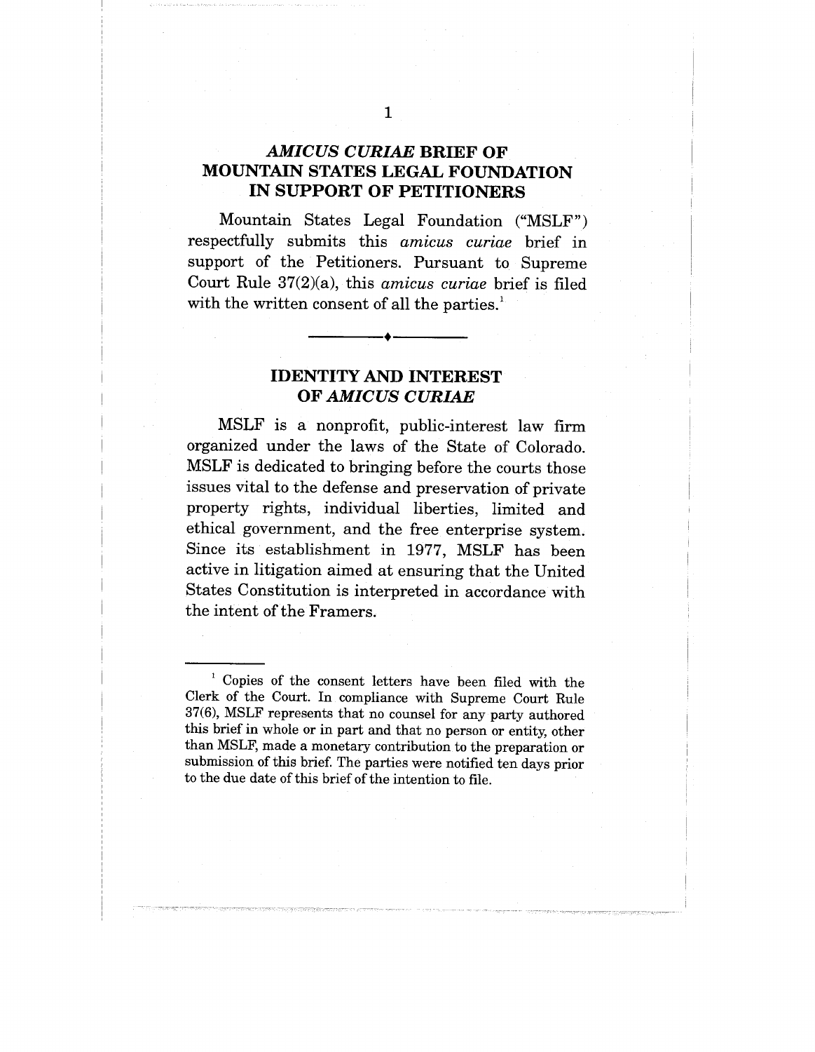## *AMICUS CURIAE* BRIEF OF MOUNTAIN STATES LEGAL FOUNDATION IN SUPPORT OF PETITIONERS

Mountain States Legal Foundation ("MSLF") respectfully submits this *amicus curiae* brief in support of the Petitioners. Pursuant to Supreme Court Rule 37(2)(a), this *amicus curiae* brief is filed with the written consent of all the parties.[1]

---

## IDENTITY AND INTEREST OF *AMICUS CURIAE*

MSLF is a nonprofit, public-interest law firm organized under the laws of the State of Colorado. MSLF is dedicated to bringing before the courts those issues vital to the defense and preservation of private property rights, individual liberties, limited and ethical government, and the free enterprise system. Since its establishment in 1977, MSLF has been active in litigation aimed at ensuring that the United States Constitution is interpreted in accordance with the intent of the Framers.

---

[1] Copies of the consent letters have been filed with the Clerk of the Court. In compliance with Supreme Court Rule 37(6), MSLF represents that no counsel for any party authored this brief in whole or in part and that no person or entity, other than MSLF, made a monetary contribution to the preparation or submission of this brief. The parties were notified ten days prior to the due date of this brief of the intention to file.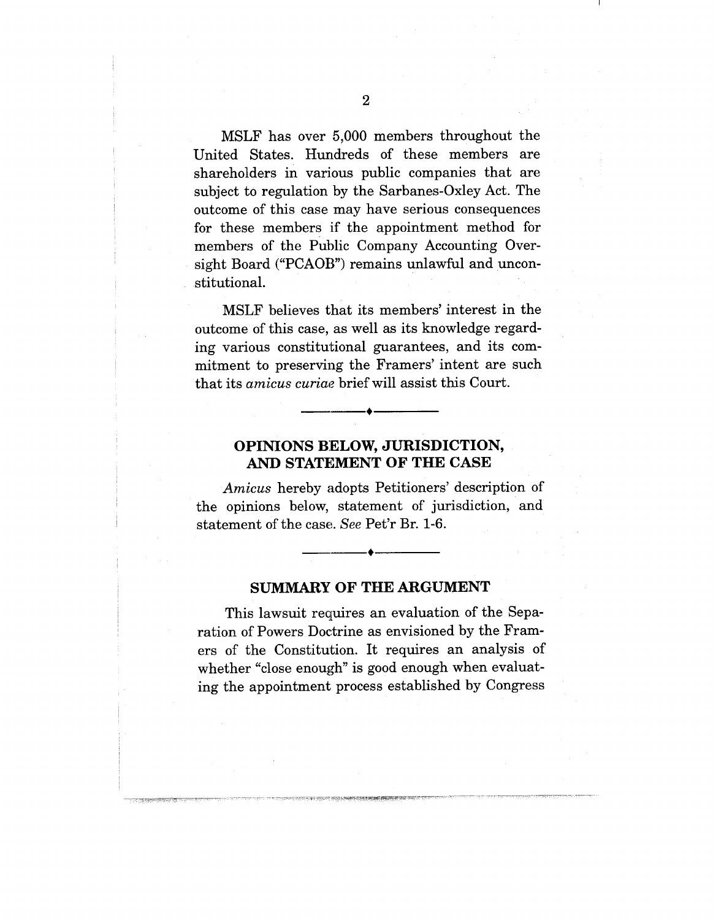MSLF has over 5,000 members throughout the United States. Hundreds of these members are shareholders in various public companies that are subject to regulation by the Sarbanes-Oxley Act. The outcome of this case may have serious consequences for these members if the appointment method for members of the Public Company Accounting Oversight Board ("PCAOB") remains unlawful and unconstitutional.

MSLF believes that its members' interest in the outcome of this case, as well as its knowledge regarding various constitutional guarantees, and its commitment to preserving the Framers' intent are such that its *amicus curiae* brief will assist this Court.

---

## OPINIONS BELOW, JURISDICTION, AND STATEMENT OF THE CASE

*Amicus* hereby adopts Petitioners' description of the opinions below, statement of jurisdiction, and statement of the case. *See* Pet'r Br. 1-6.

---

## SUMMARY OF THE ARGUMENT

This lawsuit requires an evaluation of the Separation of Powers Doctrine as envisioned by the Framers of the Constitution. It requires an analysis of whether "close enough" is good enough when evaluating the appointment process established by Congress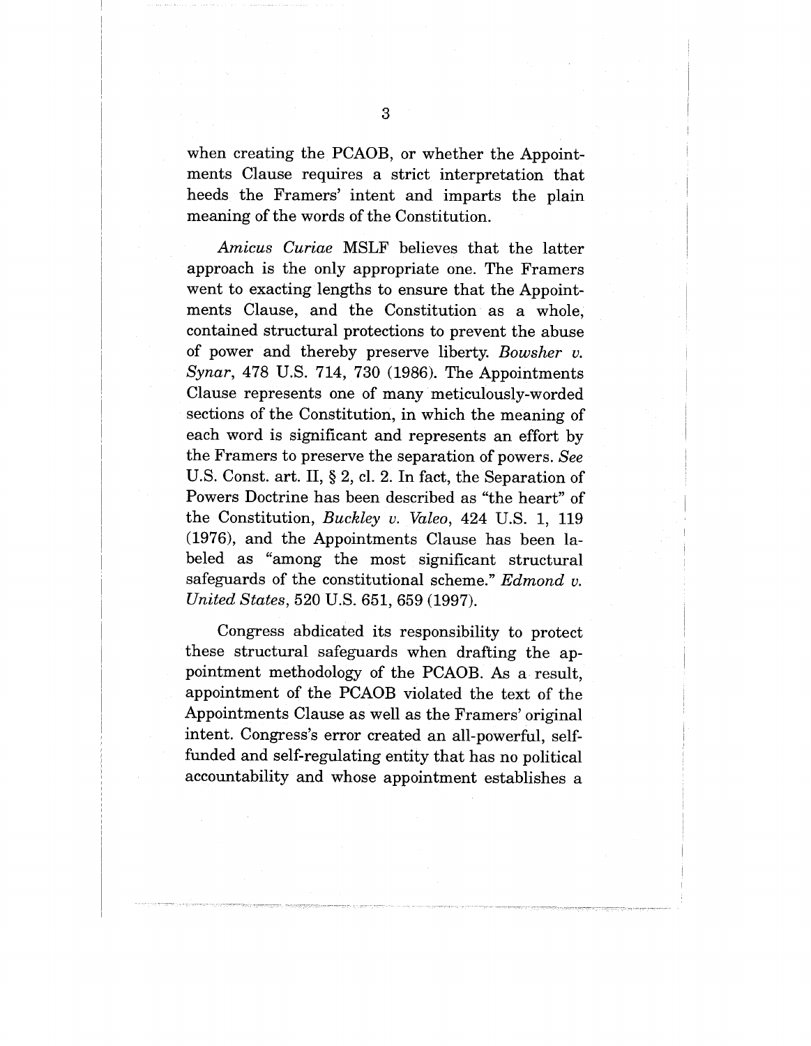when creating the PCAOB, or whether the Appointments Clause requires a strict interpretation that heeds the Framers' intent and imparts the plain meaning of the words of the Constitution.

*Amicus Curiae* MSLF believes that the latter approach is the only appropriate one. The Framers went to exacting lengths to ensure that the Appointments Clause, and the Constitution as a whole, contained structural protections to prevent the abuse of power and thereby preserve liberty. *Bowsher v. Synar*, 478 U.S. 714, 730 (1986). The Appointments Clause represents one of many meticulously-worded sections of the Constitution, in which the meaning of each word is significant and represents an effort by the Framers to preserve the separation of powers. *See* U.S. Const. art. II, § 2, cl. 2. In fact, the Separation of Powers Doctrine has been described as "the heart" of the Constitution, *Buckley v. Valeo*, 424 U.S. 1, 119 (1976), and the Appointments Clause has been labeled as "among the most significant structural safeguards of the constitutional scheme." *Edmond v. United States*, 520 U.S. 651, 659 (1997).

Congress abdicated its responsibility to protect these structural safeguards when drafting the appointment methodology of the PCAOB. As a result, appointment of the PCAOB violated the text of the Appointments Clause as well as the Framers' original intent. Congress's error created an all-powerful, self-funded and self-regulating entity that has no political accountability and whose appointment establishes a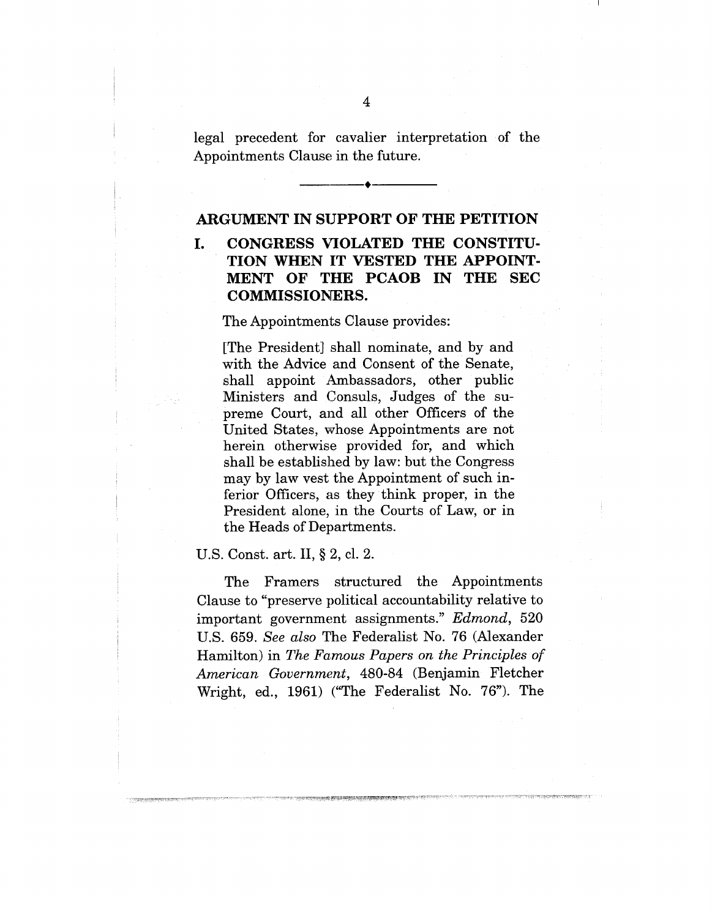legal precedent for cavalier interpretation of the Appointments Clause in the future.

---

## ARGUMENT IN SUPPORT OF THE PETITION

### I. CONGRESS VIOLATED THE CONSTITUTION WHEN IT VESTED THE APPOINTMENT OF THE PCAOB IN THE SEC COMMISSIONERS.

The Appointments Clause provides:

> [The President] shall nominate, and by and with the Advice and Consent of the Senate, shall appoint Ambassadors, other public Ministers and Consuls, Judges of the supreme Court, and all other Officers of the United States, whose Appointments are not herein otherwise provided for, and which shall be established by law: but the Congress may by law vest the Appointment of such inferior Officers, as they think proper, in the President alone, in the Courts of Law, or in the Heads of Departments.

U.S. Const. art. II, § 2, cl. 2.

The Framers structured the Appointments Clause to "preserve political accountability relative to important government assignments." *Edmond*, 520 U.S. 659. *See also* The Federalist No. 76 (Alexander Hamilton) in *The Famous Papers on the Principles of American Government*, 480-84 (Benjamin Fletcher Wright, ed., 1961) ("The Federalist No. 76"). The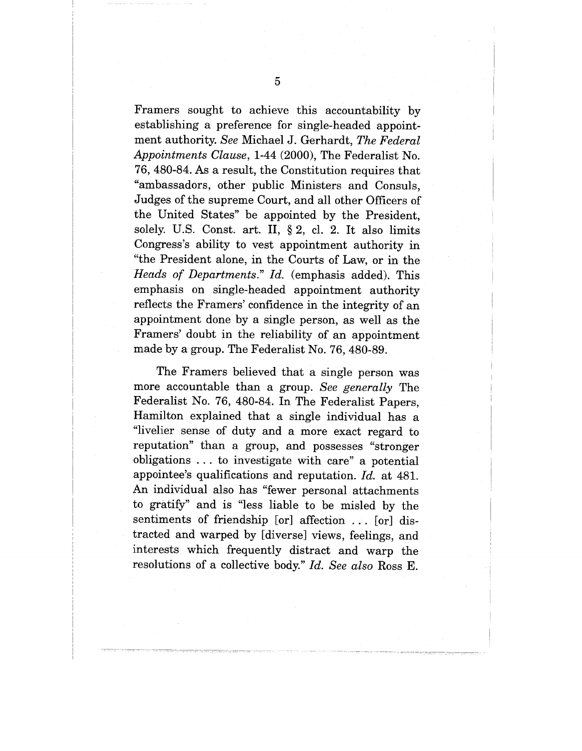Framers sought to achieve this accountability by establishing a preference for single-headed appointment authority. *See* Michael J. Gerhardt, *The Federal Appointments Clause*, 1-44 (2000), The Federalist No. 76, 480-84. As a result, the Constitution requires that "ambassadors, other public Ministers and Consuls, Judges of the supreme Court, and all other Officers of the United States" be appointed by the President, solely. U.S. Const. art. II, § 2, cl. 2. It also limits Congress's ability to vest appointment authority in "the President alone, in the Courts of Law, or in the *Heads of Departments*." *Id.* (emphasis added). This emphasis on single-headed appointment authority reflects the Framers' confidence in the integrity of an appointment done by a single person, as well as the Framers' doubt in the reliability of an appointment made by a group. The Federalist No. 76, 480-89.

The Framers believed that a single person was more accountable than a group. *See generally* The Federalist No. 76, 480-84. In The Federalist Papers, Hamilton explained that a single individual has a "livelier sense of duty and a more exact regard to reputation" than a group, and possesses "stronger obligations . . . to investigate with care" a potential appointee's qualifications and reputation. *Id.* at 481. An individual also has "fewer personal attachments to gratify" and is "less liable to be misled by the sentiments of friendship [or] affection . . . [or] distracted and warped by [diverse] views, feelings, and interests which frequently distract and warp the resolutions of a collective body." *Id. See also* Ross E.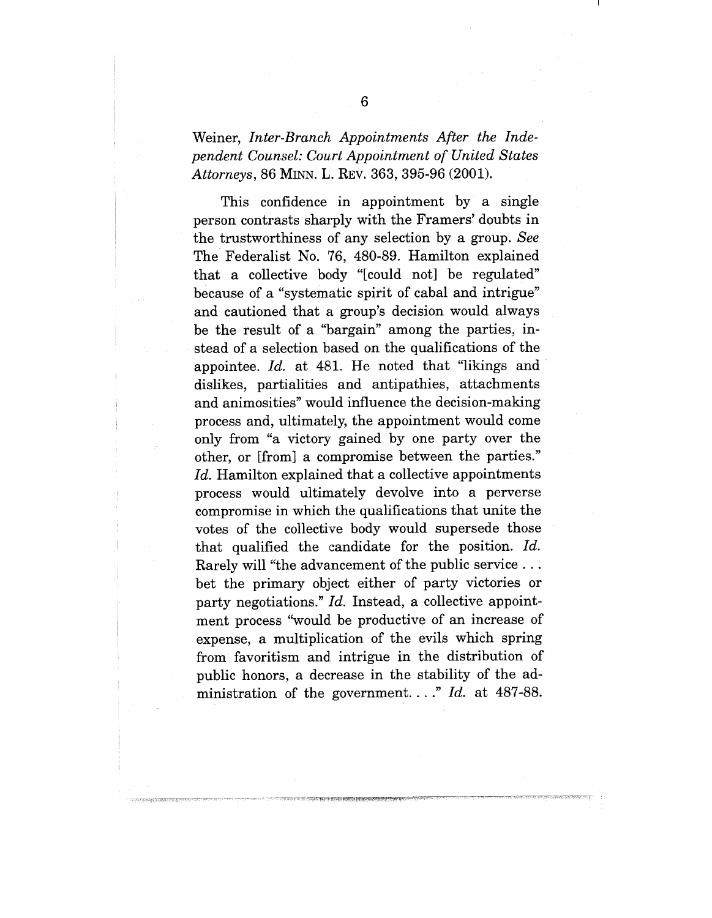Weiner, *Inter-Branch Appointments After the Independent Counsel: Court Appointment of United States Attorneys*, 86 MINN. L. REV. 363, 395-96 (2001).

This confidence in appointment by a single person contrasts sharply with the Framers' doubts in the trustworthiness of any selection by a group. *See* The Federalist No. 76, 480-89. Hamilton explained that a collective body "[could not] be regulated" because of a "systematic spirit of cabal and intrigue" and cautioned that a group's decision would always be the result of a "bargain" among the parties, instead of a selection based on the qualifications of the appointee. *Id.* at 481. He noted that "likings and dislikes, partialities and antipathies, attachments and animosities" would influence the decision-making process and, ultimately, the appointment would come only from "a victory gained by one party over the other, or [from] a compromise between the parties." *Id.* Hamilton explained that a collective appointments process would ultimately devolve into a perverse compromise in which the qualifications that unite the votes of the collective body would supersede those that qualified the candidate for the position. *Id.* Rarely will "the advancement of the public service . . . bet the primary object either of party victories or party negotiations." *Id.* Instead, a collective appointment process "would be productive of an increase of expense, a multiplication of the evils which spring from favoritism and intrigue in the distribution of public honors, a decrease in the stability of the administration of the government. . . ." *Id.* at 487-88.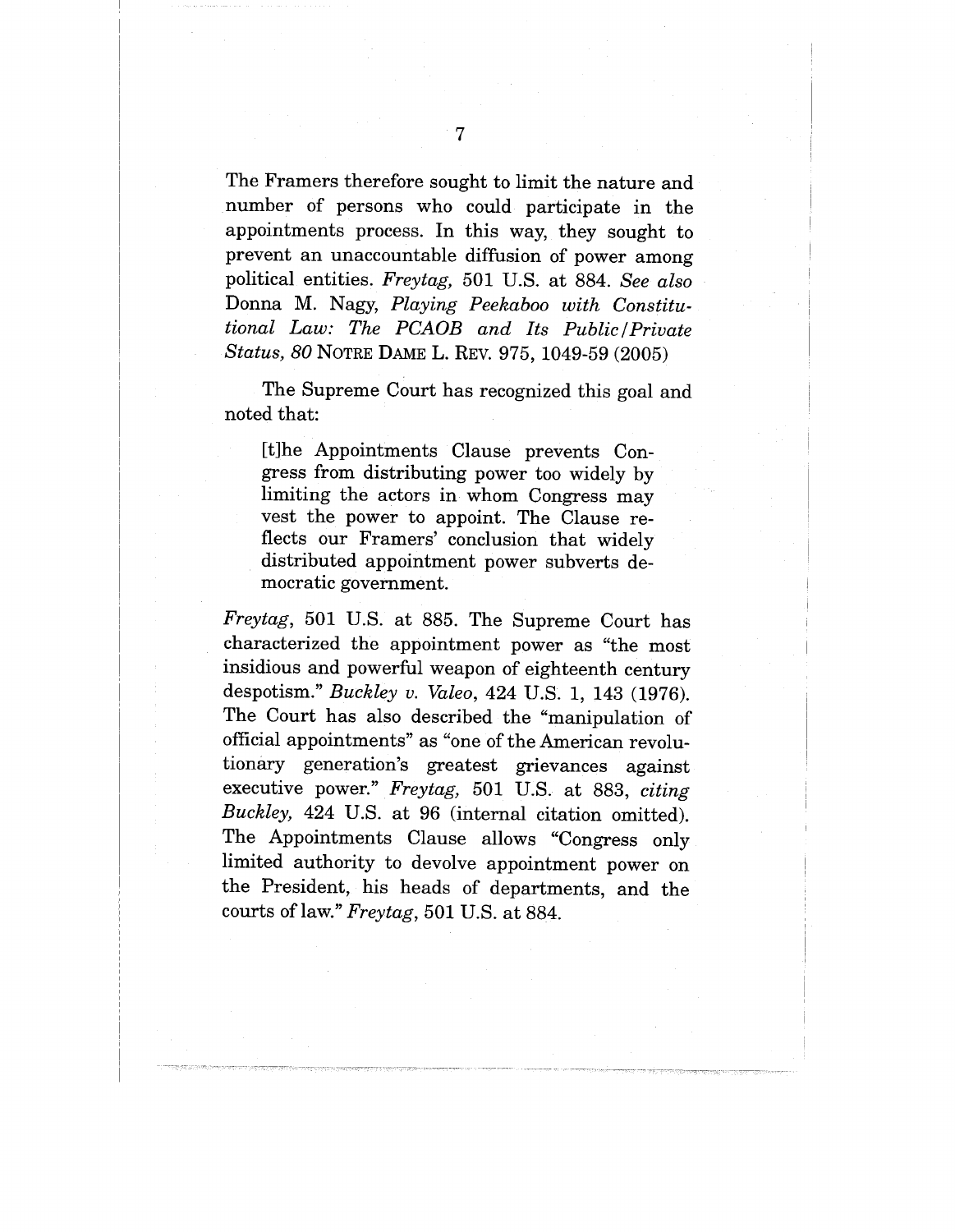The Framers therefore sought to limit the nature and number of persons who could participate in the appointments process. In this way, they sought to prevent an unaccountable diffusion of power among political entities. *Freytag*, 501 U.S. at 884. *See also* Donna M. Nagy, *Playing Peekaboo with Constitutional Law: The PCAOB and Its Public/Private Status*, 80 NOTRE DAME L. REV. 975, 1049-59 (2005)

The Supreme Court has recognized this goal and noted that:

> [t]he Appointments Clause prevents Congress from distributing power too widely by limiting the actors in whom Congress may vest the power to appoint. The Clause reflects our Framers' conclusion that widely distributed appointment power subverts democratic government.

*Freytag*, 501 U.S. at 885. The Supreme Court has characterized the appointment power as "the most insidious and powerful weapon of eighteenth century despotism." *Buckley v. Valeo*, 424 U.S. 1, 143 (1976). The Court has also described the "manipulation of official appointments" as "one of the American revolutionary generation's greatest grievances against executive power." *Freytag*, 501 U.S. at 883, *citing Buckley*, 424 U.S. at 96 (internal citation omitted). The Appointments Clause allows "Congress only limited authority to devolve appointment power on the President, his heads of departments, and the courts of law." *Freytag*, 501 U.S. at 884.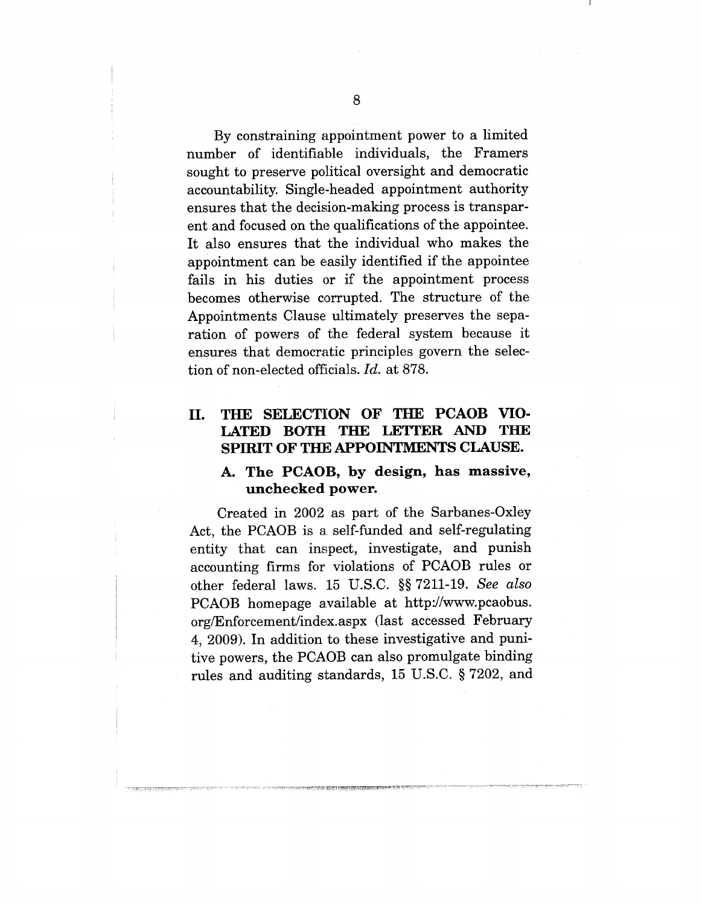By constraining appointment power to a limited number of identifiable individuals, the Framers sought to preserve political oversight and democratic accountability. Single-headed appointment authority ensures that the decision-making process is transparent and focused on the qualifications of the appointee. It also ensures that the individual who makes the appointment can be easily identified if the appointee fails in his duties or if the appointment process becomes otherwise corrupted. The structure of the Appointments Clause ultimately preserves the separation of powers of the federal system because it ensures that democratic principles govern the selection of non-elected officials. *Id.* at 878.

## II. THE SELECTION OF THE PCAOB VIOLATED BOTH THE LETTER AND THE SPIRIT OF THE APPOINTMENTS CLAUSE.

### A. The PCAOB, by design, has massive, unchecked power.

Created in 2002 as part of the Sarbanes-Oxley Act, the PCAOB is a self-funded and self-regulating entity that can inspect, investigate, and punish accounting firms for violations of PCAOB rules or other federal laws. 15 U.S.C. §§ 7211-19. *See also* PCAOB homepage available at http://www.pcaobus.org/Enforcement/index.aspx (last accessed February 4, 2009). In addition to these investigative and punitive powers, the PCAOB can also promulgate binding rules and auditing standards, 15 U.S.C. § 7202, and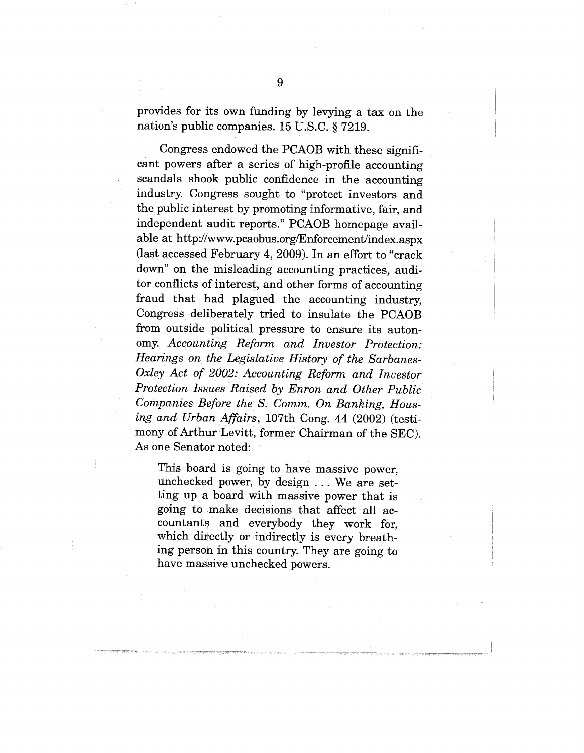provides for its own funding by levying a tax on the nation's public companies. 15 U.S.C. § 7219.

Congress endowed the PCAOB with these significant powers after a series of high-profile accounting scandals shook public confidence in the accounting industry. Congress sought to "protect investors and the public interest by promoting informative, fair, and independent audit reports." PCAOB homepage available at http://www.pcaobus.org/Enforcement/index.aspx (last accessed February 4, 2009). In an effort to "crack down" on the misleading accounting practices, auditor conflicts of interest, and other forms of accounting fraud that had plagued the accounting industry, Congress deliberately tried to insulate the PCAOB from outside political pressure to ensure its autonomy. *Accounting Reform and Investor Protection: Hearings on the Legislative History of the Sarbanes-Oxley Act of 2002: Accounting Reform and Investor Protection Issues Raised by Enron and Other Public Companies Before the S. Comm. On Banking, Housing and Urban Affairs*, 107th Cong. 44 (2002) (testimony of Arthur Levitt, former Chairman of the SEC). As one Senator noted:

> This board is going to have massive power, unchecked power, by design . . . We are setting up a board with massive power that is going to make decisions that affect all accountants and everybody they work for, which directly or indirectly is every breathing person in this country. They are going to have massive unchecked powers.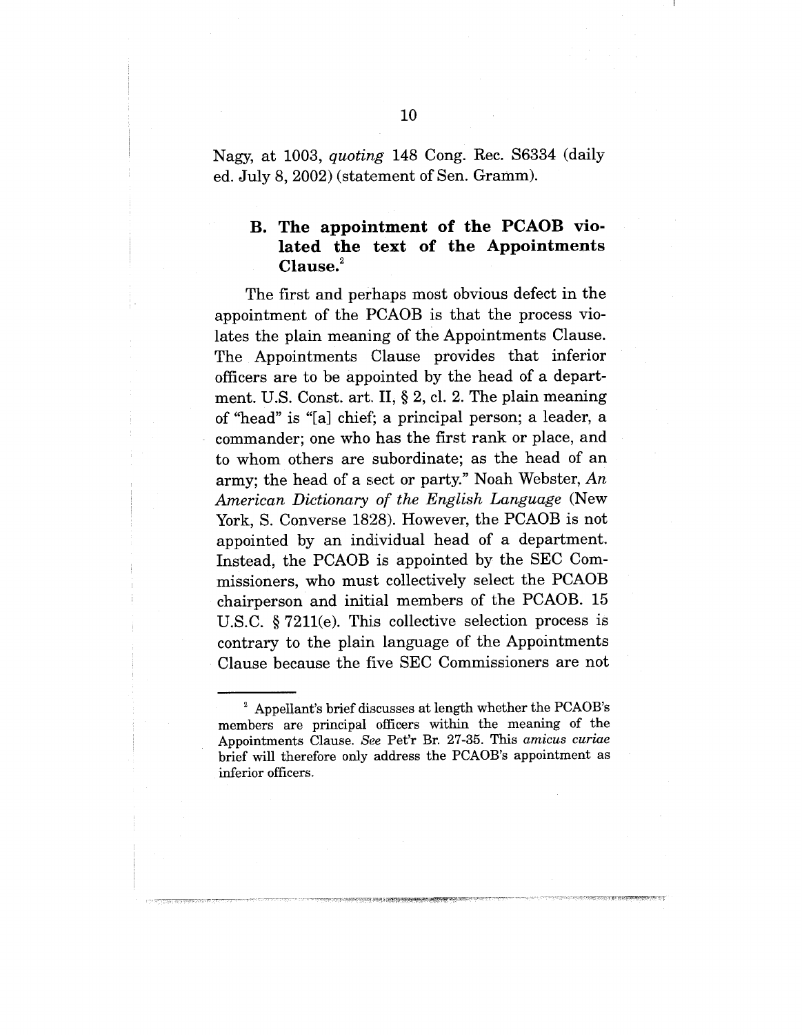Nagy, at 1003, *quoting* 148 Cong. Rec. S6334 (daily ed. July 8, 2002) (statement of Sen. Gramm).

### B. The appointment of the PCAOB violated the text of the Appointments Clause.[2]

The first and perhaps most obvious defect in the appointment of the PCAOB is that the process violates the plain meaning of the Appointments Clause. The Appointments Clause provides that inferior officers are to be appointed by the head of a department. U.S. Const. art. II, § 2, cl. 2. The plain meaning of "head" is "[a] chief; a principal person; a leader, a commander; one who has the first rank or place, and to whom others are subordinate; as the head of an army; the head of a sect or party." Noah Webster, *An American Dictionary of the English Language* (New York, S. Converse 1828). However, the PCAOB is not appointed by an individual head of a department. Instead, the PCAOB is appointed by the SEC Commissioners, who must collectively select the PCAOB chairperson and initial members of the PCAOB. 15 U.S.C. § 7211(e). This collective selection process is contrary to the plain language of the Appointments Clause because the five SEC Commissioners are not

---

[2] Appellant's brief discusses at length whether the PCAOB's members are principal officers within the meaning of the Appointments Clause. *See* Pet'r Br. 27-35. This *amicus curiae* brief will therefore only address the PCAOB's appointment as inferior officers.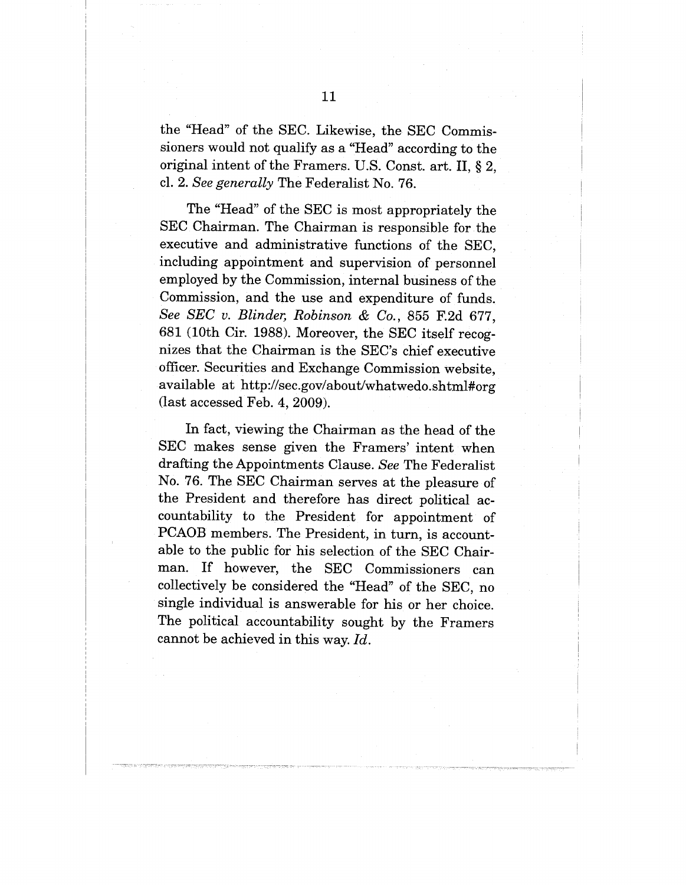the "Head" of the SEC. Likewise, the SEC Commissioners would not qualify as a "Head" according to the original intent of the Framers. U.S. Const. art. II, § 2, cl. 2. *See generally* The Federalist No. 76.

The "Head" of the SEC is most appropriately the SEC Chairman. The Chairman is responsible for the executive and administrative functions of the SEC, including appointment and supervision of personnel employed by the Commission, internal business of the Commission, and the use and expenditure of funds. *See SEC v. Blinder, Robinson & Co.*, 855 F.2d 677, 681 (10th Cir. 1988). Moreover, the SEC itself recognizes that the Chairman is the SEC's chief executive officer. Securities and Exchange Commission website, available at http://sec.gov/about/whatwedo.shtml#org (last accessed Feb. 4, 2009).

In fact, viewing the Chairman as the head of the SEC makes sense given the Framers' intent when drafting the Appointments Clause. *See* The Federalist No. 76. The SEC Chairman serves at the pleasure of the President and therefore has direct political accountability to the President for appointment of PCAOB members. The President, in turn, is accountable to the public for his selection of the SEC Chairman. If however, the SEC Commissioners can collectively be considered the "Head" of the SEC, no single individual is answerable for his or her choice. The political accountability sought by the Framers cannot be achieved in this way. *Id.*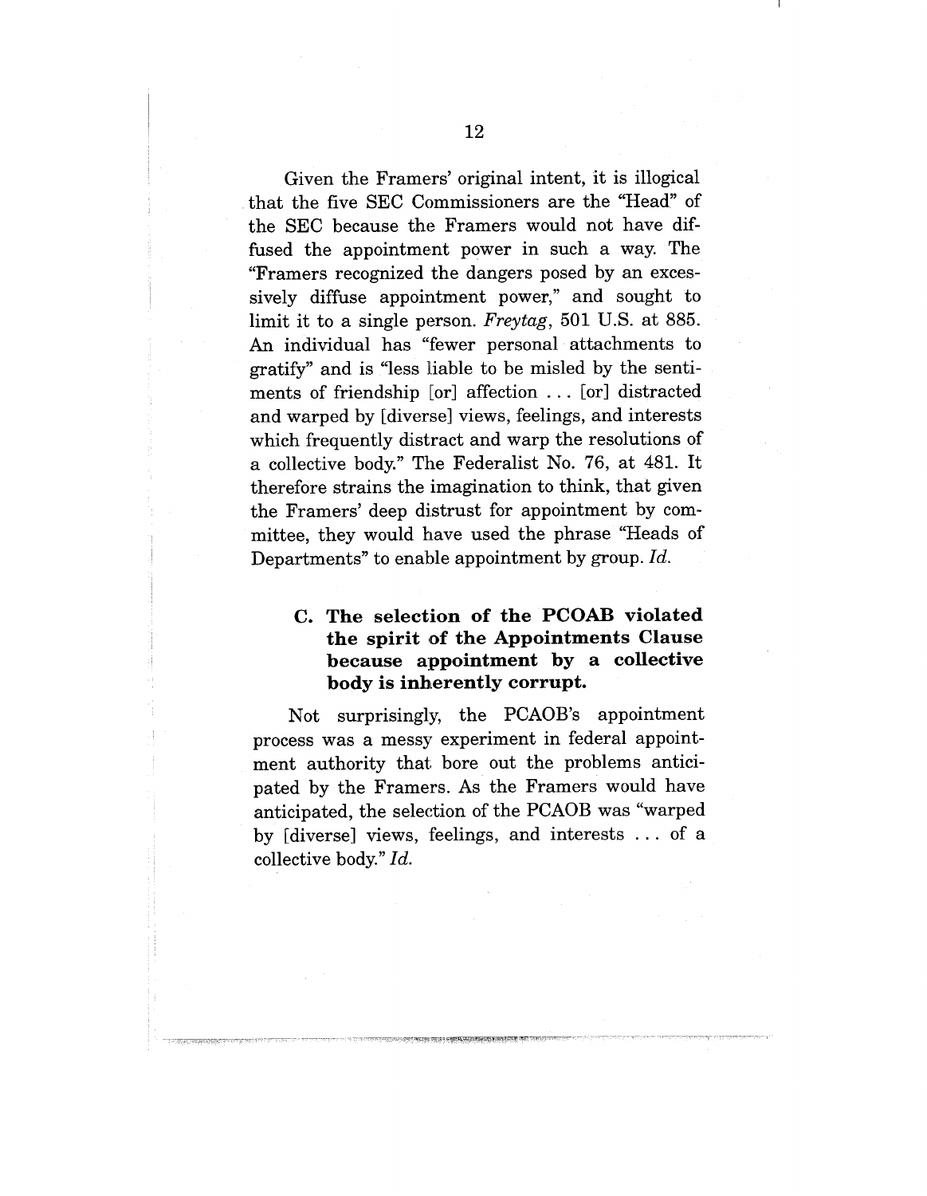Given the Framers' original intent, it is illogical that the five SEC Commissioners are the "Head" of the SEC because the Framers would not have diffused the appointment power in such a way. The "Framers recognized the dangers posed by an excessively diffuse appointment power," and sought to limit it to a single person. *Freytag*, 501 U.S. at 885. An individual has "fewer personal attachments to gratify" and is "less liable to be misled by the sentiments of friendship [or] affection . . . [or] distracted and warped by [diverse] views, feelings, and interests which frequently distract and warp the resolutions of a collective body." The Federalist No. 76, at 481. It therefore strains the imagination to think, that given the Framers' deep distrust for appointment by committee, they would have used the phrase "Heads of Departments" to enable appointment by group. *Id.*

### C. The selection of the PCOAB violated the spirit of the Appointments Clause because appointment by a collective body is inherently corrupt.

Not surprisingly, the PCAOB's appointment process was a messy experiment in federal appointment authority that bore out the problems anticipated by the Framers. As the Framers would have anticipated, the selection of the PCAOB was "warped by [diverse] views, feelings, and interests . . . of a collective body." *Id.*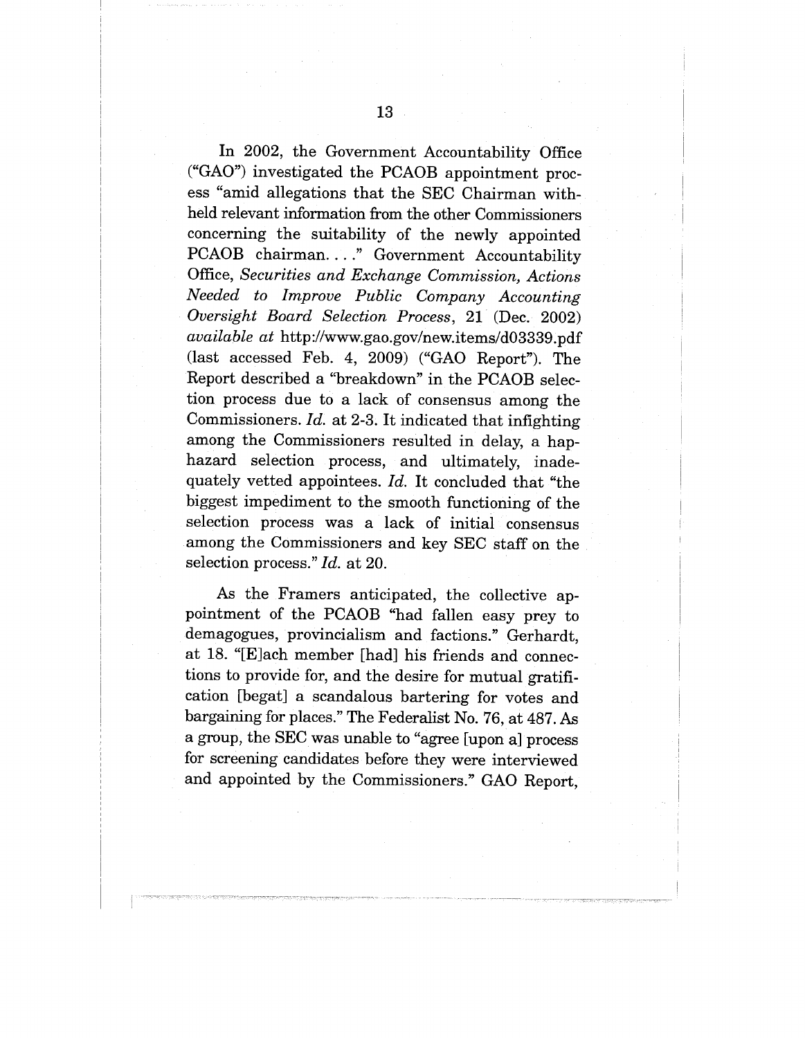In 2002, the Government Accountability Office ("GAO") investigated the PCAOB appointment process "amid allegations that the SEC Chairman withheld relevant information from the other Commissioners concerning the suitability of the newly appointed PCAOB chairman. . . ." Government Accountability Office, *Securities and Exchange Commission, Actions Needed to Improve Public Company Accounting Oversight Board Selection Process*, 21 (Dec. 2002) *available at* http://www.gao.gov/new.items/d03339.pdf (last accessed Feb. 4, 2009) ("GAO Report"). The Report described a "breakdown" in the PCAOB selection process due to a lack of consensus among the Commissioners. *Id.* at 2-3. It indicated that infighting among the Commissioners resulted in delay, a haphazard selection process, and ultimately, inadequately vetted appointees. *Id.* It concluded that "the biggest impediment to the smooth functioning of the selection process was a lack of initial consensus among the Commissioners and key SEC staff on the selection process." *Id.* at 20.

As the Framers anticipated, the collective appointment of the PCAOB "had fallen easy prey to demagogues, provincialism and factions." Gerhardt, at 18. "[E]ach member [had] his friends and connections to provide for, and the desire for mutual gratification [begat] a scandalous bartering for votes and bargaining for places." The Federalist No. 76, at 487. As a group, the SEC was unable to "agree [upon a] process for screening candidates before they were interviewed and appointed by the Commissioners." GAO Report,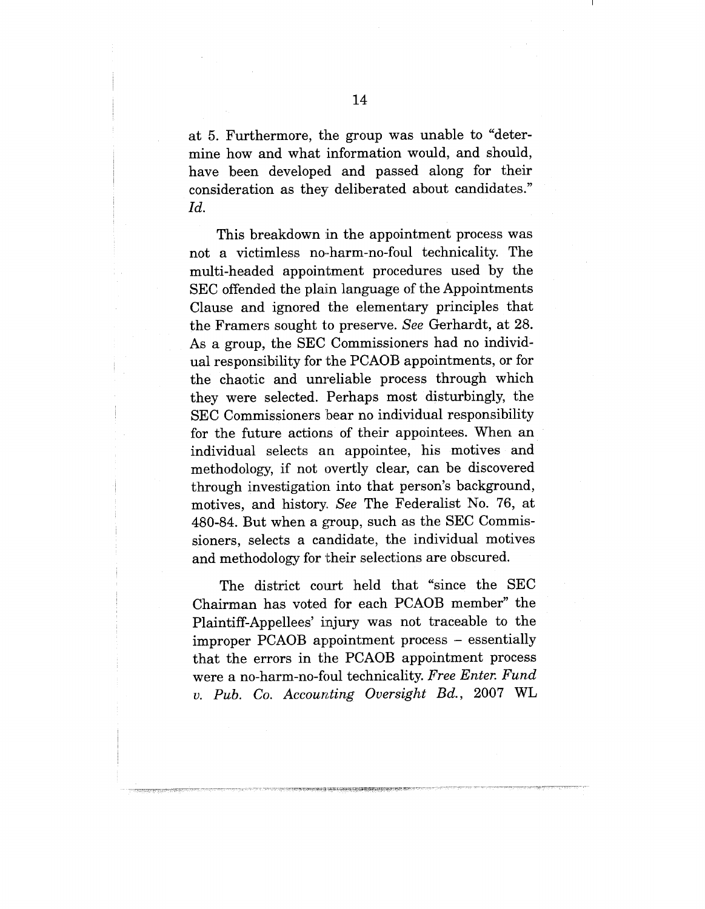at 5. Furthermore, the group was unable to "determine how and what information would, and should, have been developed and passed along for their consideration as they deliberated about candidates." *Id.*

This breakdown in the appointment process was not a victimless no-harm-no-foul technicality. The multi-headed appointment procedures used by the SEC offended the plain language of the Appointments Clause and ignored the elementary principles that the Framers sought to preserve. *See* Gerhardt, at 28. As a group, the SEC Commissioners had no individual responsibility for the PCAOB appointments, or for the chaotic and unreliable process through which they were selected. Perhaps most disturbingly, the SEC Commissioners bear no individual responsibility for the future actions of their appointees. When an individual selects an appointee, his motives and methodology, if not overtly clear, can be discovered through investigation into that person's background, motives, and history. *See* The Federalist No. 76, at 480-84. But when a group, such as the SEC Commissioners, selects a candidate, the individual motives and methodology for their selections are obscured.

The district court held that "since the SEC Chairman has voted for each PCAOB member" the Plaintiff-Appellees' injury was not traceable to the improper PCAOB appointment process – essentially that the errors in the PCAOB appointment process were a no-harm-no-foul technicality. *Free Enter. Fund v. Pub. Co. Accounting Oversight Bd.*, 2007 WL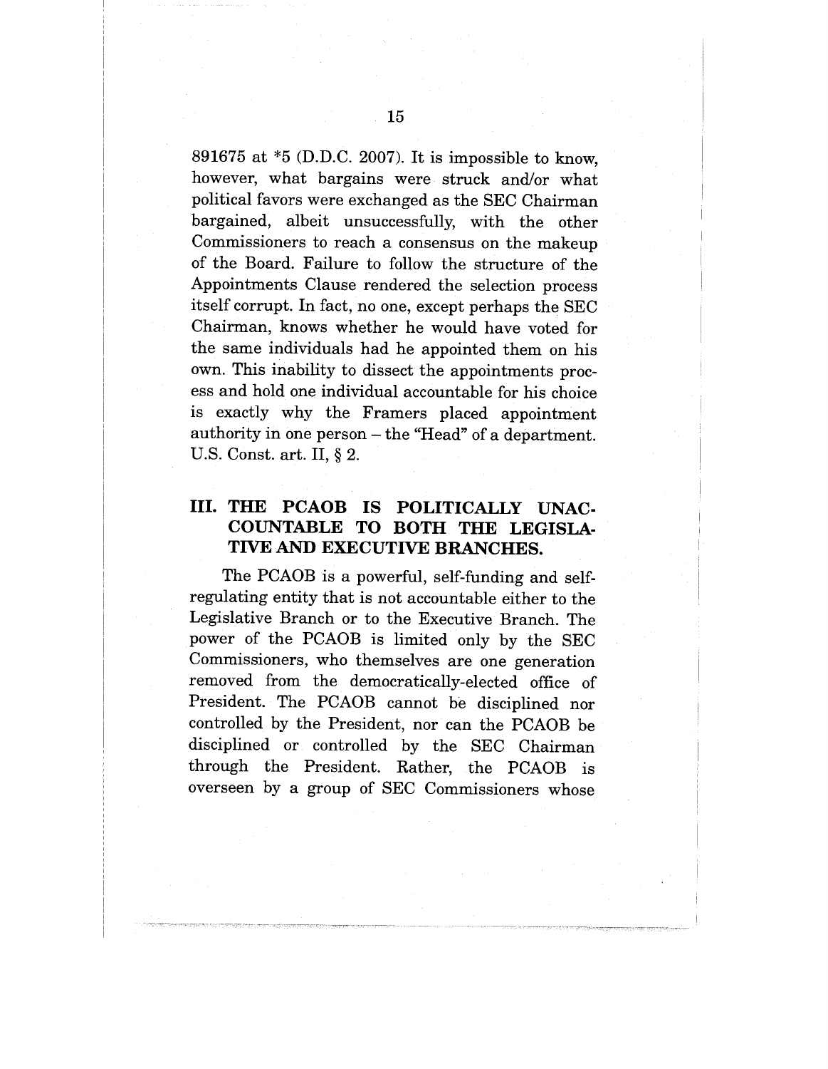891675 at *5 (D.D.C. 2007). It is impossible to know, however, what bargains were struck and/or what political favors were exchanged as the SEC Chairman bargained, albeit unsuccessfully, with the other Commissioners to reach a consensus on the makeup of the Board. Failure to follow the structure of the Appointments Clause rendered the selection process itself corrupt. In fact, no one, except perhaps the SEC Chairman, knows whether he would have voted for the same individuals had he appointed them on his own. This inability to dissect the appointments process and hold one individual accountable for his choice is exactly why the Framers placed appointment authority in one person – the "Head" of a department. U.S. Const. art. II, § 2.

## III. THE PCAOB IS POLITICALLY UNACCOUNTABLE TO BOTH THE LEGISLATIVE AND EXECUTIVE BRANCHES.

The PCAOB is a powerful, self-funding and self-regulating entity that is not accountable either to the Legislative Branch or to the Executive Branch. The power of the PCAOB is limited only by the SEC Commissioners, who themselves are one generation removed from the democratically-elected office of President. The PCAOB cannot be disciplined nor controlled by the President, nor can the PCAOB be disciplined or controlled by the SEC Chairman through the President. Rather, the PCAOB is overseen by a group of SEC Commissioners whose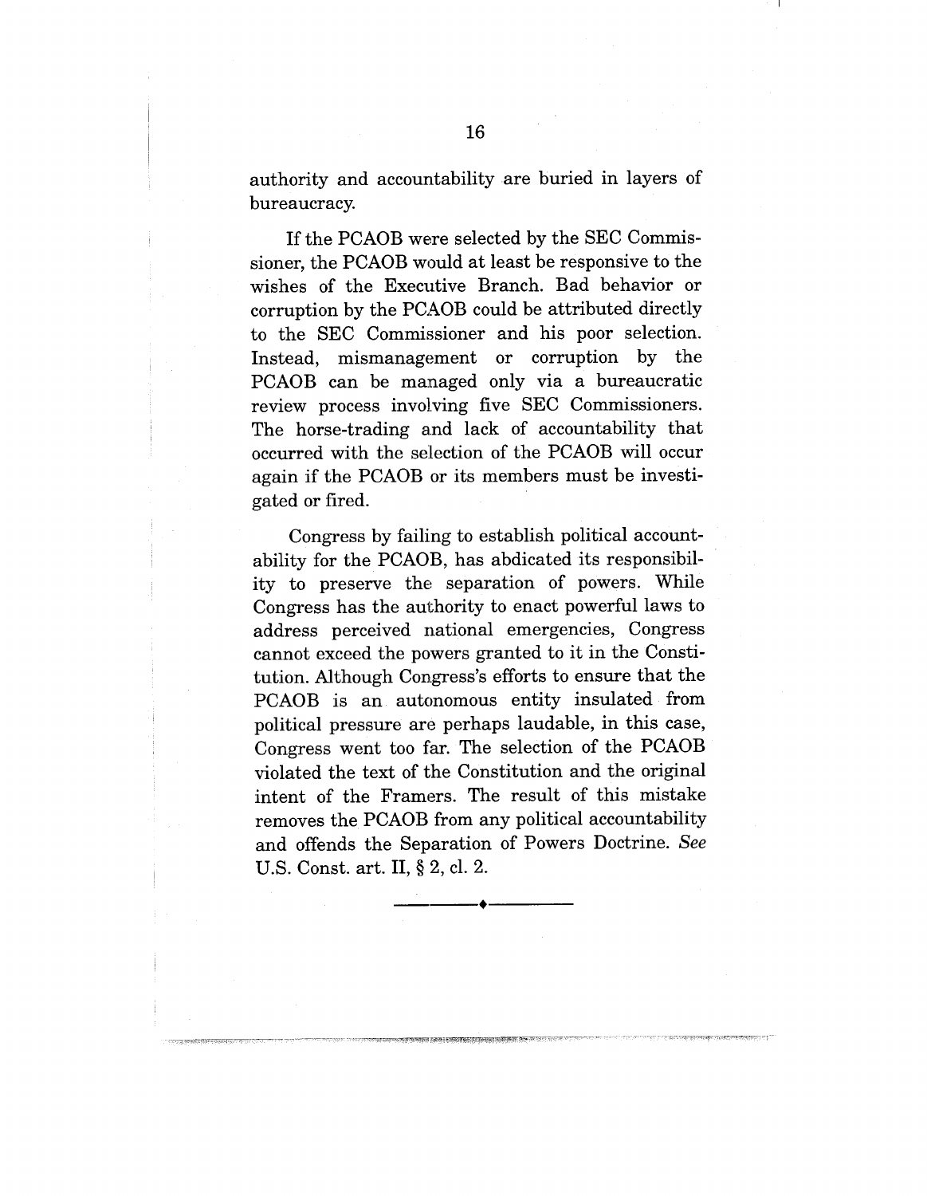authority and accountability are buried in layers of bureaucracy.

If the PCAOB were selected by the SEC Commissioner, the PCAOB would at least be responsive to the wishes of the Executive Branch. Bad behavior or corruption by the PCAOB could be attributed directly to the SEC Commissioner and his poor selection. Instead, mismanagement or corruption by the PCAOB can be managed only via a bureaucratic review process involving five SEC Commissioners. The horse-trading and lack of accountability that occurred with the selection of the PCAOB will occur again if the PCAOB or its members must be investigated or fired.

Congress by failing to establish political accountability for the PCAOB, has abdicated its responsibility to preserve the separation of powers. While Congress has the authority to enact powerful laws to address perceived national emergencies, Congress cannot exceed the powers granted to it in the Constitution. Although Congress's efforts to ensure that the PCAOB is an autonomous entity insulated from political pressure are perhaps laudable, in this case, Congress went too far. The selection of the PCAOB violated the text of the Constitution and the original intent of the Framers. The result of this mistake removes the PCAOB from any political accountability and offends the Separation of Powers Doctrine. *See* U.S. Const. art. II, § 2, cl. 2.

---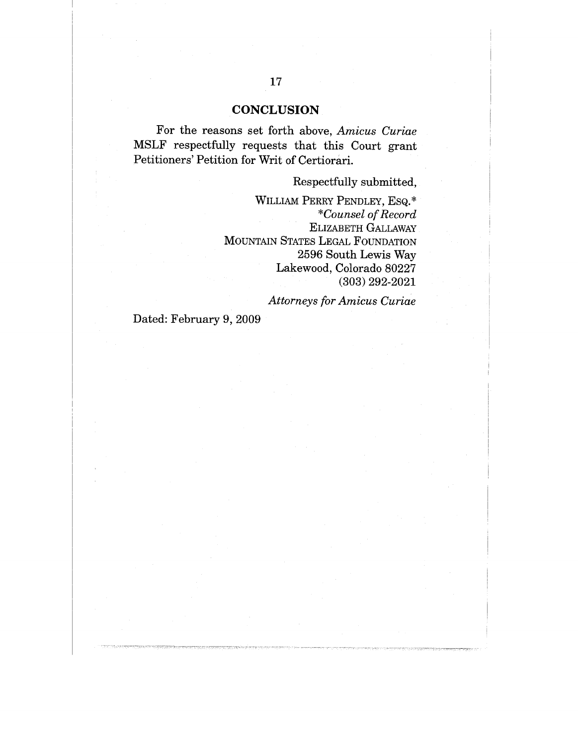## CONCLUSION

For the reasons set forth above, *Amicus Curiae* MSLF respectfully requests that this Court grant Petitioners' Petition for Writ of Certiorari.

Respectfully submitted,

WILLIAM PERRY PENDLEY, ESQ.*
*\*Counsel of Record*
ELIZABETH GALLAWAY
MOUNTAIN STATES LEGAL FOUNDATION
2596 South Lewis Way
Lakewood, Colorado 80227
(303) 292-2021

*Attorneys for Amicus Curiae*

Dated: February 9, 2009